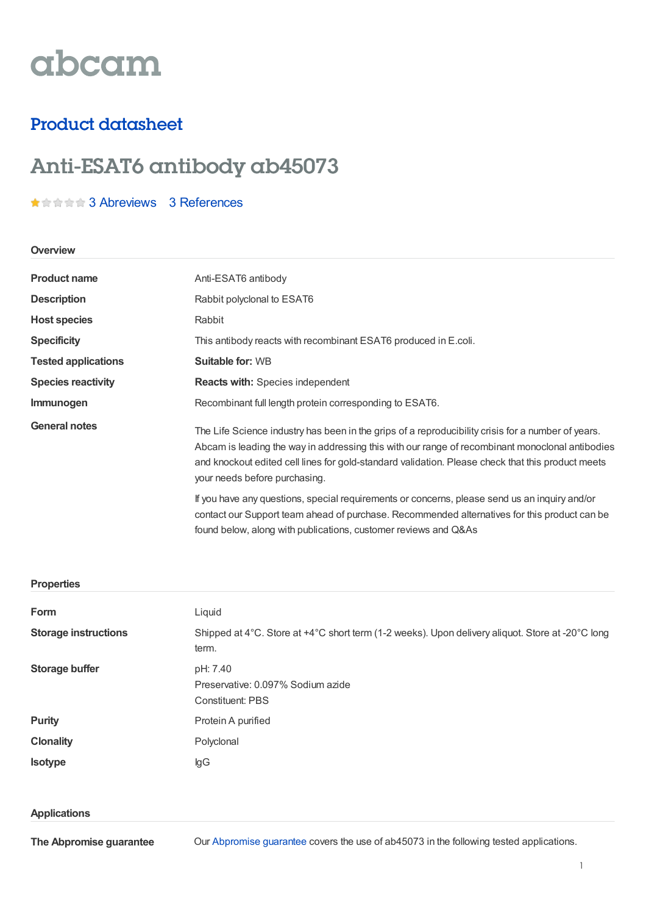abcam

## Product datasheet

# Anti-ESAT6 antibody ab45073

3 Abreviews 3 References

### Overview

| | |
|---|---|
| **Product name** | Anti-ESAT6 antibody |
| **Description** | Rabbit polyclonal to ESAT6 |
| **Host species** | Rabbit |
| **Specificity** | This antibody reacts with recombinant ESAT6 produced in E.coli. |
| **Tested applications** | **Suitable for:** WB |
| **Species reactivity** | **Reacts with:** Species independent |
| **Immunogen** | Recombinant full length protein corresponding to ESAT6. |
| **General notes** | The Life Science industry has been in the grips of a reproducibility crisis for a number of years. Abcam is leading the way in addressing this with our range of recombinant monoclonal antibodies and knockout edited cell lines for gold-standard validation. Please check that this product meets your needs before purchasing.<br><br>If you have any questions, special requirements or concerns, please send us an inquiry and/or contact our Support team ahead of purchase. Recommended alternatives for this product can be found below, along with publications, customer reviews and Q&As |

### Properties

| | |
|---|---|
| **Form** | Liquid |
| **Storage instructions** | Shipped at 4°C. Store at +4°C short term (1-2 weeks). Upon delivery aliquot. Store at -20°C long term. |
| **Storage buffer** | pH: 7.40<br>Preservative: 0.097% Sodium azide<br>Constituent: PBS |
| **Purity** | Protein A purified |
| **Clonality** | Polyclonal |
| **Isotype** | IgG |

### Applications

| | |
|---|---|
| **The Abpromise guarantee** | Our Abpromise guarantee covers the use of ab45073 in the following tested applications. |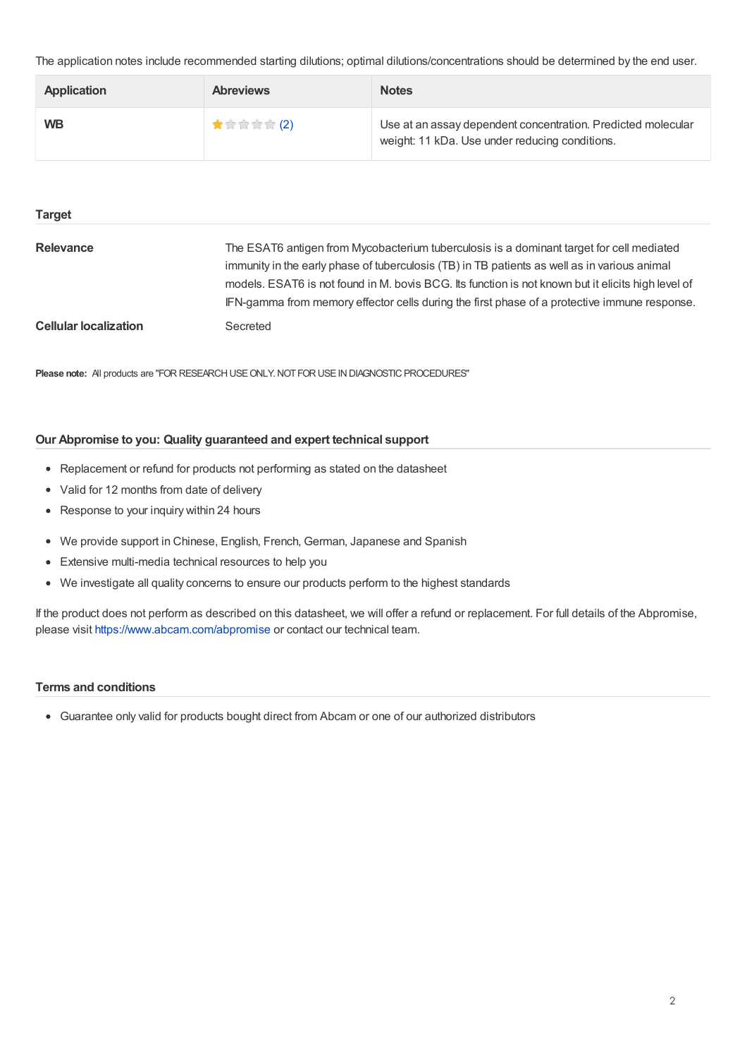The application notes include recommended starting dilutions; optimal dilutions/concentrations should be determined by the end user.

| Application | Abreviews | Notes |
| --- | --- | --- |
| WB | ★☆☆☆☆ (2) | Use at an assay dependent concentration. Predicted molecular weight: 11 kDa. Use under reducing conditions. |

## Target

**Relevance** The ESAT6 antigen from Mycobacterium tuberculosis is a dominant target for cell mediated immunity in the early phase of tuberculosis (TB) in TB patients as well as in various animal models. ESAT6 is not found in M. bovis BCG. Its function is not known but it elicits high level of IFN-gamma from memory effector cells during the first phase of a protective immune response.

**Cellular localization** Secreted

**Please note:** All products are "FOR RESEARCH USE ONLY. NOT FOR USE IN DIAGNOSTIC PROCEDURES"

## Our Abpromise to you: Quality guaranteed and expert technical support

- Replacement or refund for products not performing as stated on the datasheet
- Valid for 12 months from date of delivery
- Response to your inquiry within 24 hours

- We provide support in Chinese, English, French, German, Japanese and Spanish
- Extensive multi-media technical resources to help you
- We investigate all quality concerns to ensure our products perform to the highest standards

If the product does not perform as described on this datasheet, we will offer a refund or replacement. For full details of the Abpromise, please visit https://www.abcam.com/abpromise or contact our technical team.

## Terms and conditions

- Guarantee only valid for products bought direct from Abcam or one of our authorized distributors